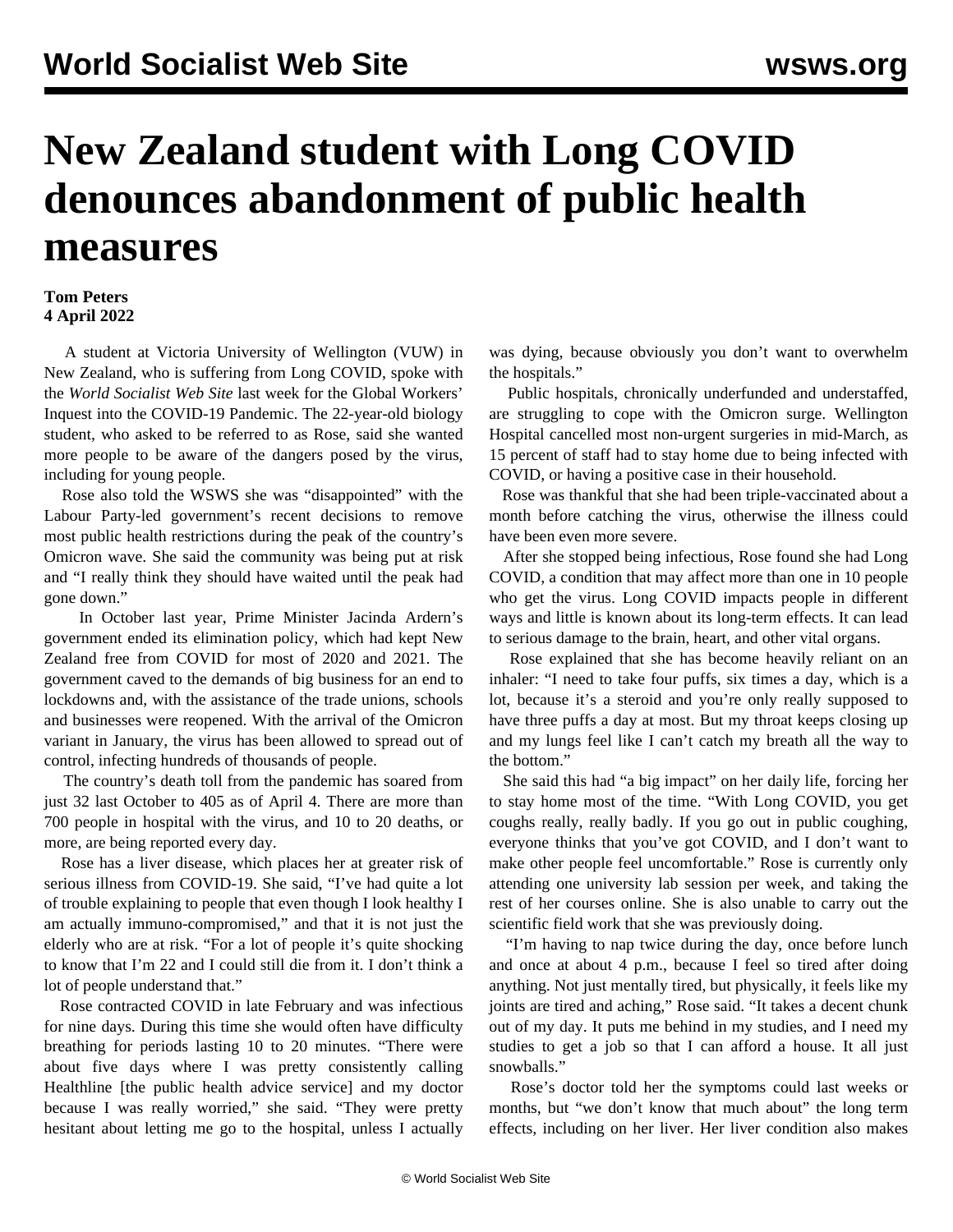# New Zealand student with Long COVID denounces abandonment of public health measures

**Tom Peters**
**4 April 2022**

A student at Victoria University of Wellington (VUW) in New Zealand, who is suffering from Long COVID, spoke with the *World Socialist Web Site* last week for the Global Workers' Inquest into the COVID-19 Pandemic. The 22-year-old biology student, who asked to be referred to as Rose, said she wanted more people to be aware of the dangers posed by the virus, including for young people.

Rose also told the WSWS she was "disappointed" with the Labour Party-led government's recent decisions to remove most public health restrictions during the peak of the country's Omicron wave. She said the community was being put at risk and "I really think they should have waited until the peak had gone down."

In October last year, Prime Minister Jacinda Ardern's government ended its elimination policy, which had kept New Zealand free from COVID for most of 2020 and 2021. The government caved to the demands of big business for an end to lockdowns and, with the assistance of the trade unions, schools and businesses were reopened. With the arrival of the Omicron variant in January, the virus has been allowed to spread out of control, infecting hundreds of thousands of people.

The country's death toll from the pandemic has soared from just 32 last October to 405 as of April 4. There are more than 700 people in hospital with the virus, and 10 to 20 deaths, or more, are being reported every day.

Rose has a liver disease, which places her at greater risk of serious illness from COVID-19. She said, "I've had quite a lot of trouble explaining to people that even though I look healthy I am actually immuno-compromised," and that it is not just the elderly who are at risk. "For a lot of people it's quite shocking to know that I'm 22 and I could still die from it. I don't think a lot of people understand that."

Rose contracted COVID in late February and was infectious for nine days. During this time she would often have difficulty breathing for periods lasting 10 to 20 minutes. "There were about five days where I was pretty consistently calling Healthline [the public health advice service] and my doctor because I was really worried," she said. "They were pretty hesitant about letting me go to the hospital, unless I actually was dying, because obviously you don't want to overwhelm the hospitals."

Public hospitals, chronically underfunded and understaffed, are struggling to cope with the Omicron surge. Wellington Hospital cancelled most non-urgent surgeries in mid-March, as 15 percent of staff had to stay home due to being infected with COVID, or having a positive case in their household.

Rose was thankful that she had been triple-vaccinated about a month before catching the virus, otherwise the illness could have been even more severe.

After she stopped being infectious, Rose found she had Long COVID, a condition that may affect more than one in 10 people who get the virus. Long COVID impacts people in different ways and little is known about its long-term effects. It can lead to serious damage to the brain, heart, and other vital organs.

Rose explained that she has become heavily reliant on an inhaler: "I need to take four puffs, six times a day, which is a lot, because it's a steroid and you're only really supposed to have three puffs a day at most. But my throat keeps closing up and my lungs feel like I can't catch my breath all the way to the bottom."

She said this had "a big impact" on her daily life, forcing her to stay home most of the time. "With Long COVID, you get coughs really, really badly. If you go out in public coughing, everyone thinks that you've got COVID, and I don't want to make other people feel uncomfortable." Rose is currently only attending one university lab session per week, and taking the rest of her courses online. She is also unable to carry out the scientific field work that she was previously doing.

"I'm having to nap twice during the day, once before lunch and once at about 4 p.m., because I feel so tired after doing anything. Not just mentally tired, but physically, it feels like my joints are tired and aching," Rose said. "It takes a decent chunk out of my day. It puts me behind in my studies, and I need my studies to get a job so that I can afford a house. It all just snowballs."

Rose's doctor told her the symptoms could last weeks or months, but "we don't know that much about" the long term effects, including on her liver. Her liver condition also makes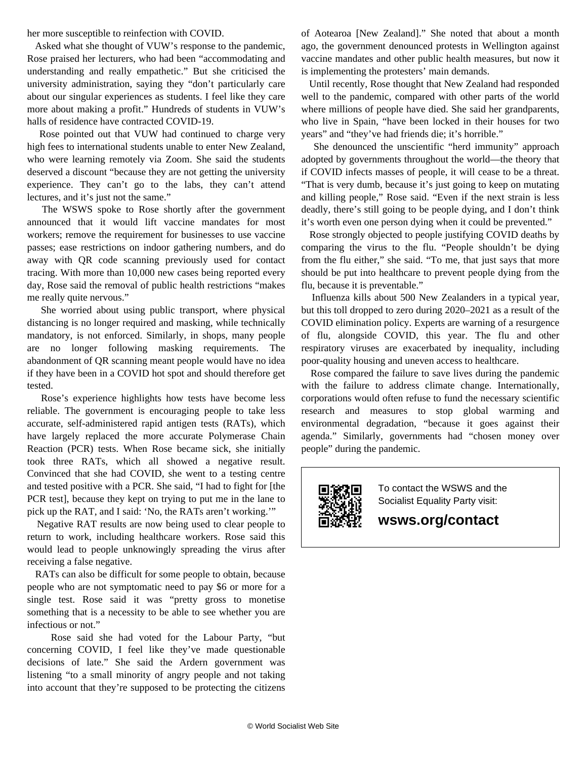her more susceptible to reinfection with COVID.

Asked what she thought of VUW's response to the pandemic, Rose praised her lecturers, who had been "accommodating and understanding and really empathetic." But she criticised the university administration, saying they "don't particularly care about our singular experiences as students. I feel like they care more about making a profit." Hundreds of students in VUW's halls of residence have contracted COVID-19.

Rose pointed out that VUW had continued to charge very high fees to international students unable to enter New Zealand, who were learning remotely via Zoom. She said the students deserved a discount "because they are not getting the university experience. They can't go to the labs, they can't attend lectures, and it's just not the same."

The WSWS spoke to Rose shortly after the government announced that it would lift vaccine mandates for most workers; remove the requirement for businesses to use vaccine passes; ease restrictions on indoor gathering numbers, and do away with QR code scanning previously used for contact tracing. With more than 10,000 new cases being reported every day, Rose said the removal of public health restrictions "makes me really quite nervous."

She worried about using public transport, where physical distancing is no longer required and masking, while technically mandatory, is not enforced. Similarly, in shops, many people are no longer following masking requirements. The abandonment of QR scanning meant people would have no idea if they have been in a COVID hot spot and should therefore get tested.

Rose's experience highlights how tests have become less reliable. The government is encouraging people to take less accurate, self-administered rapid antigen tests (RATs), which have largely replaced the more accurate Polymerase Chain Reaction (PCR) tests. When Rose became sick, she initially took three RATs, which all showed a negative result. Convinced that she had COVID, she went to a testing centre and tested positive with a PCR. She said, "I had to fight for [the PCR test], because they kept on trying to put me in the lane to pick up the RAT, and I said: 'No, the RATs aren't working.'"

Negative RAT results are now being used to clear people to return to work, including healthcare workers. Rose said this would lead to people unknowingly spreading the virus after receiving a false negative.

RATs can also be difficult for some people to obtain, because people who are not symptomatic need to pay $6 or more for a single test. Rose said it was "pretty gross to monetise something that is a necessity to be able to see whether you are infectious or not."

Rose said she had voted for the Labour Party, "but concerning COVID, I feel like they've made questionable decisions of late." She said the Ardern government was listening "to a small minority of angry people and not taking into account that they're supposed to be protecting the citizens of Aotearoa [New Zealand]." She noted that about a month ago, the government denounced protests in Wellington against vaccine mandates and other public health measures, but now it is implementing the protesters' main demands.

Until recently, Rose thought that New Zealand had responded well to the pandemic, compared with other parts of the world where millions of people have died. She said her grandparents, who live in Spain, "have been locked in their houses for two years" and "they've had friends die; it's horrible."

She denounced the unscientific "herd immunity" approach adopted by governments throughout the world—the theory that if COVID infects masses of people, it will cease to be a threat. "That is very dumb, because it's just going to keep on mutating and killing people," Rose said. "Even if the next strain is less deadly, there's still going to be people dying, and I don't think it's worth even one person dying when it could be prevented."

Rose strongly objected to people justifying COVID deaths by comparing the virus to the flu. "People shouldn't be dying from the flu either," she said. "To me, that just says that more should be put into healthcare to prevent people dying from the flu, because it is preventable."

Influenza kills about 500 New Zealanders in a typical year, but this toll dropped to zero during 2020–2021 as a result of the COVID elimination policy. Experts are warning of a resurgence of flu, alongside COVID, this year. The flu and other respiratory viruses are exacerbated by inequality, including poor-quality housing and uneven access to healthcare.

Rose compared the failure to save lives during the pandemic with the failure to address climate change. Internationally, corporations would often refuse to fund the necessary scientific research and measures to stop global warming and environmental degradation, "because it goes against their agenda." Similarly, governments had "chosen money over people" during the pandemic.

To contact the WSWS and the Socialist Equality Party visit:

**wsws.org/contact**